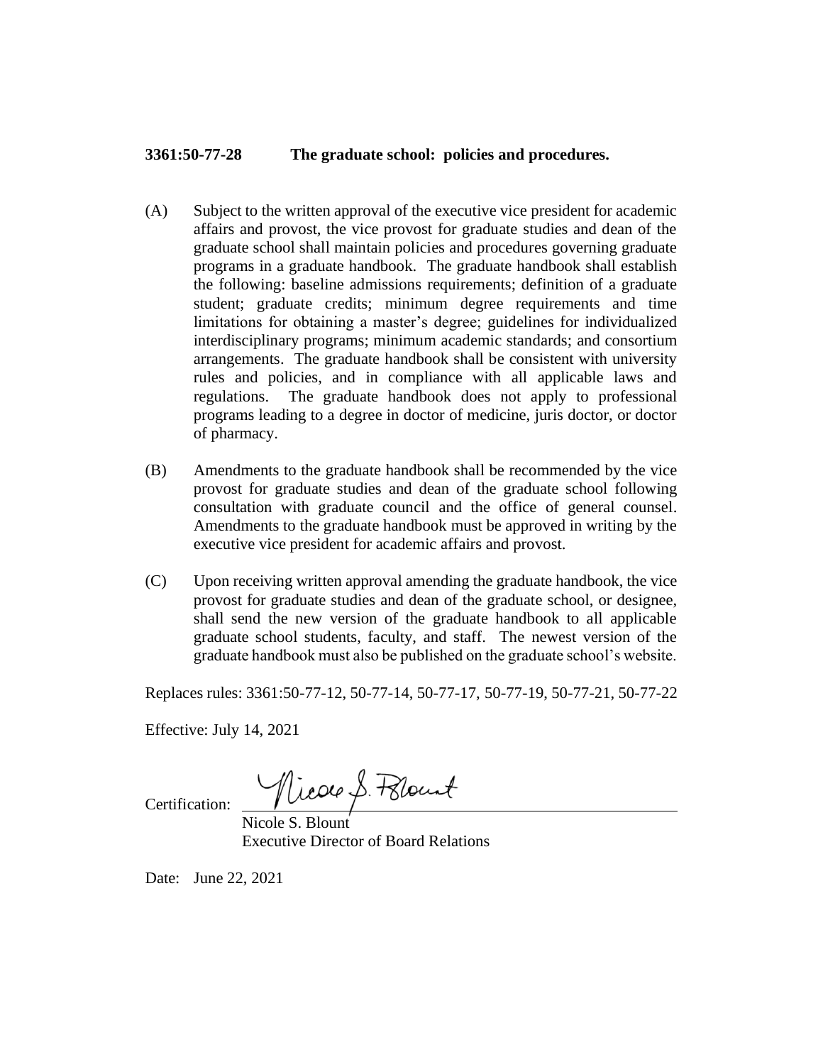**3361:50-77-28 The graduate school: policies and procedures.**

(A) Subject to the written approval of the executive vice president for academic affairs and provost, the vice provost for graduate studies and dean of the graduate school shall maintain policies and procedures governing graduate programs in a graduate handbook. The graduate handbook shall establish the following: baseline admissions requirements; definition of a graduate student; graduate credits; minimum degree requirements and time limitations for obtaining a master's degree; guidelines for individualized interdisciplinary programs; minimum academic standards; and consortium arrangements. The graduate handbook shall be consistent with university rules and policies, and in compliance with all applicable laws and regulations. The graduate handbook does not apply to professional programs leading to a degree in doctor of medicine, juris doctor, or doctor of pharmacy.

(B) Amendments to the graduate handbook shall be recommended by the vice provost for graduate studies and dean of the graduate school following consultation with graduate council and the office of general counsel. Amendments to the graduate handbook must be approved in writing by the executive vice president for academic affairs and provost.

(C) Upon receiving written approval amending the graduate handbook, the vice provost for graduate studies and dean of the graduate school, or designee, shall send the new version of the graduate handbook to all applicable graduate school students, faculty, and staff. The newest version of the graduate handbook must also be published on the graduate school's website.

Replaces rules: 3361:50-77-12, 50-77-14, 50-77-17, 50-77-19, 50-77-21, 50-77-22

Effective: July 14, 2021

Certification: Nicole S. Blount

Nicole S. Blount
Executive Director of Board Relations

Date: June 22, 2021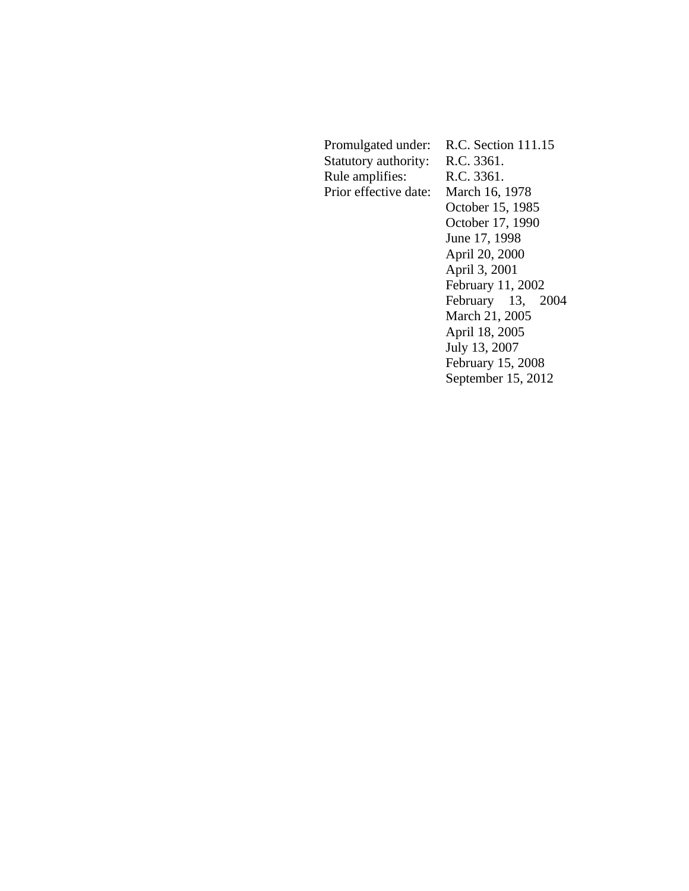| | |
|---|---|
| Promulgated under: | R.C. Section 111.15 |
| Statutory authority: | R.C. 3361. |
| Rule amplifies: | R.C. 3361. |
| Prior effective date: | March 16, 1978 |
| | October 15, 1985 |
| | October 17, 1990 |
| | June 17, 1998 |
| | April 20, 2000 |
| | April 3, 2001 |
| | February 11, 2002 |
| | February 13, 2004 |
| | March 21, 2005 |
| | April 18, 2005 |
| | July 13, 2007 |
| | February 15, 2008 |
| | September 15, 2012 |